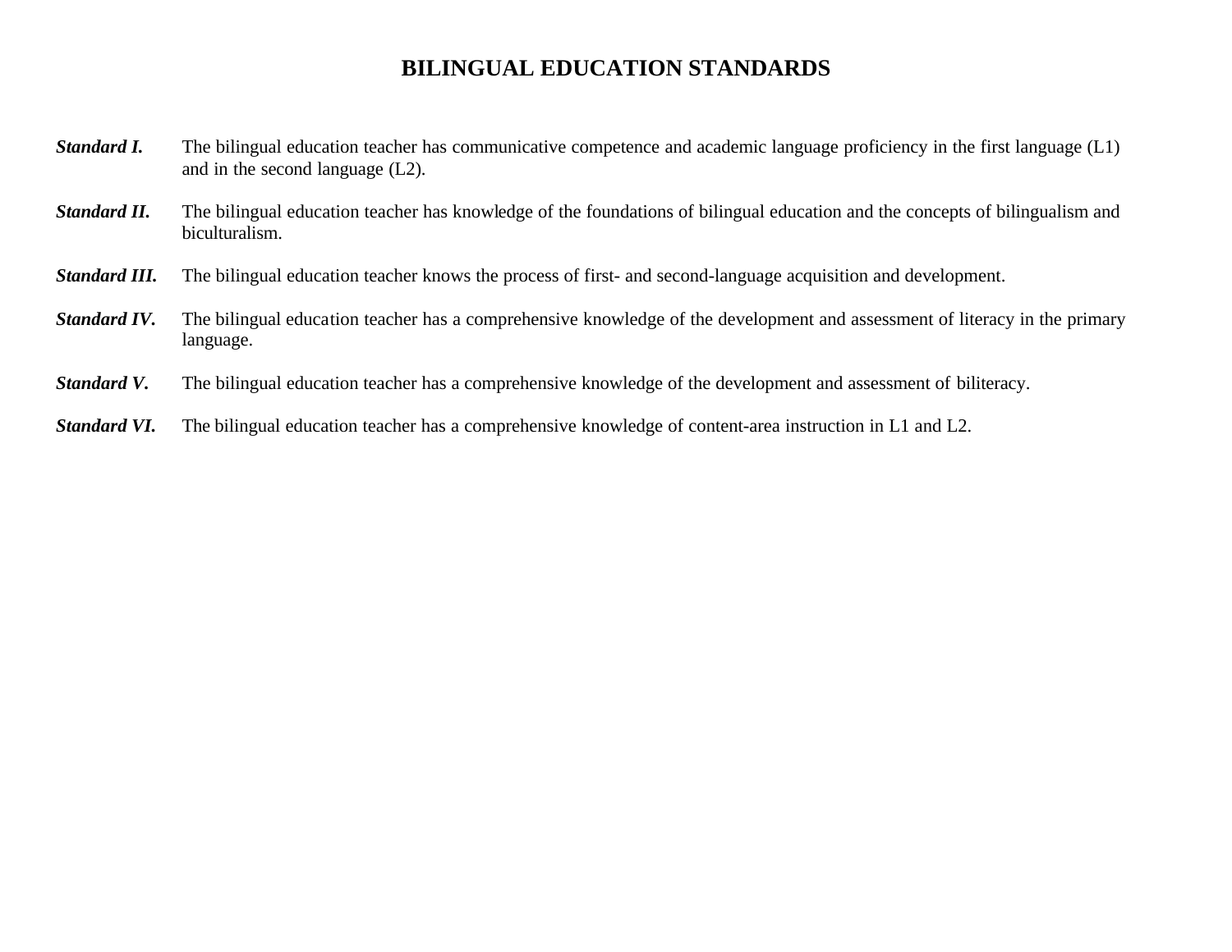# BILINGUAL EDUCATION STANDARDS

***Standard I.*** The bilingual education teacher has communicative competence and academic language proficiency in the first language (L1) and in the second language (L2).

***Standard II.*** The bilingual education teacher has knowledge of the foundations of bilingual education and the concepts of bilingualism and biculturalism.

***Standard III.*** The bilingual education teacher knows the process of first- and second-language acquisition and development.

***Standard IV.*** The bilingual education teacher has a comprehensive knowledge of the development and assessment of literacy in the primary language.

***Standard V.*** The bilingual education teacher has a comprehensive knowledge of the development and assessment of biliteracy.

***Standard VI.*** The bilingual education teacher has a comprehensive knowledge of content-area instruction in L1 and L2.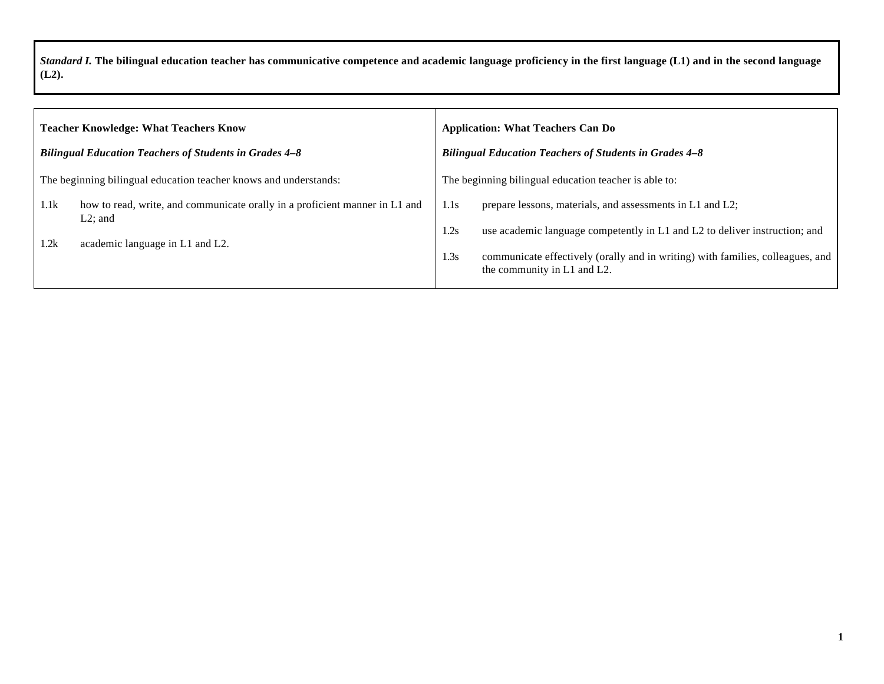*Standard I.* **The bilingual education teacher has communicative competence and academic language proficiency in the first language (L1) and in the second language (L2).**

| **Teacher Knowledge: What Teachers Know** | **Application: What Teachers Can Do** |
|---|---|
| ***Bilingual Education Teachers of Students in Grades 4–8*** | ***Bilingual Education Teachers of Students in Grades 4–8*** |
| The beginning bilingual education teacher knows and understands: | The beginning bilingual education teacher is able to: |
| 1.1k how to read, write, and communicate orally in a proficient manner in L1 and L2; and | 1.1s prepare lessons, materials, and assessments in L1 and L2; |
| 1.2k academic language in L1 and L2. | 1.2s use academic language competently in L1 and L2 to deliver instruction; and |
| | 1.3s communicate effectively (orally and in writing) with families, colleagues, and the community in L1 and L2. |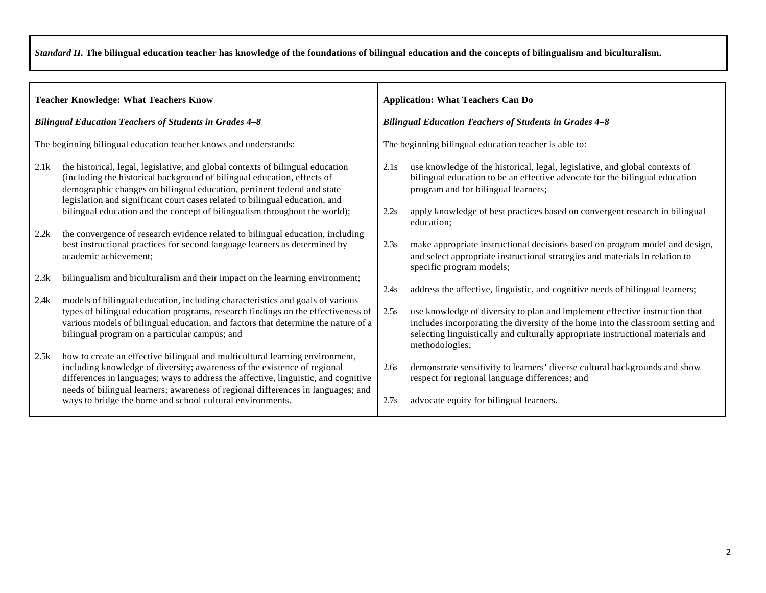*Standard II.* **The bilingual education teacher has knowledge of the foundations of bilingual education and the concepts of bilingualism and biculturalism.**

**Teacher Knowledge: What Teachers Know**

***Bilingual Education Teachers of Students in Grades 4–8***

The beginning bilingual education teacher knows and understands:

2.1k the historical, legal, legislative, and global contexts of bilingual education (including the historical background of bilingual education, effects of demographic changes on bilingual education, pertinent federal and state legislation and significant court cases related to bilingual education, and bilingual education and the concept of bilingualism throughout the world);

2.2k the convergence of research evidence related to bilingual education, including best instructional practices for second language learners as determined by academic achievement;

2.3k bilingualism and biculturalism and their impact on the learning environment;

2.4k models of bilingual education, including characteristics and goals of various types of bilingual education programs, research findings on the effectiveness of various models of bilingual education, and factors that determine the nature of a bilingual program on a particular campus; and

2.5k how to create an effective bilingual and multicultural learning environment, including knowledge of diversity; awareness of the existence of regional differences in languages; ways to address the affective, linguistic, and cognitive needs of bilingual learners; awareness of regional differences in languages; and ways to bridge the home and school cultural environments.

**Application: What Teachers Can Do**

***Bilingual Education Teachers of Students in Grades 4–8***

The beginning bilingual education teacher is able to:

2.1s use knowledge of the historical, legal, legislative, and global contexts of bilingual education to be an effective advocate for the bilingual education program and for bilingual learners;

2.2s apply knowledge of best practices based on convergent research in bilingual education;

2.3s make appropriate instructional decisions based on program model and design, and select appropriate instructional strategies and materials in relation to specific program models;

2.4s address the affective, linguistic, and cognitive needs of bilingual learners;

2.5s use knowledge of diversity to plan and implement effective instruction that includes incorporating the diversity of the home into the classroom setting and selecting linguistically and culturally appropriate instructional materials and methodologies;

2.6s demonstrate sensitivity to learners' diverse cultural backgrounds and show respect for regional language differences; and

2.7s advocate equity for bilingual learners.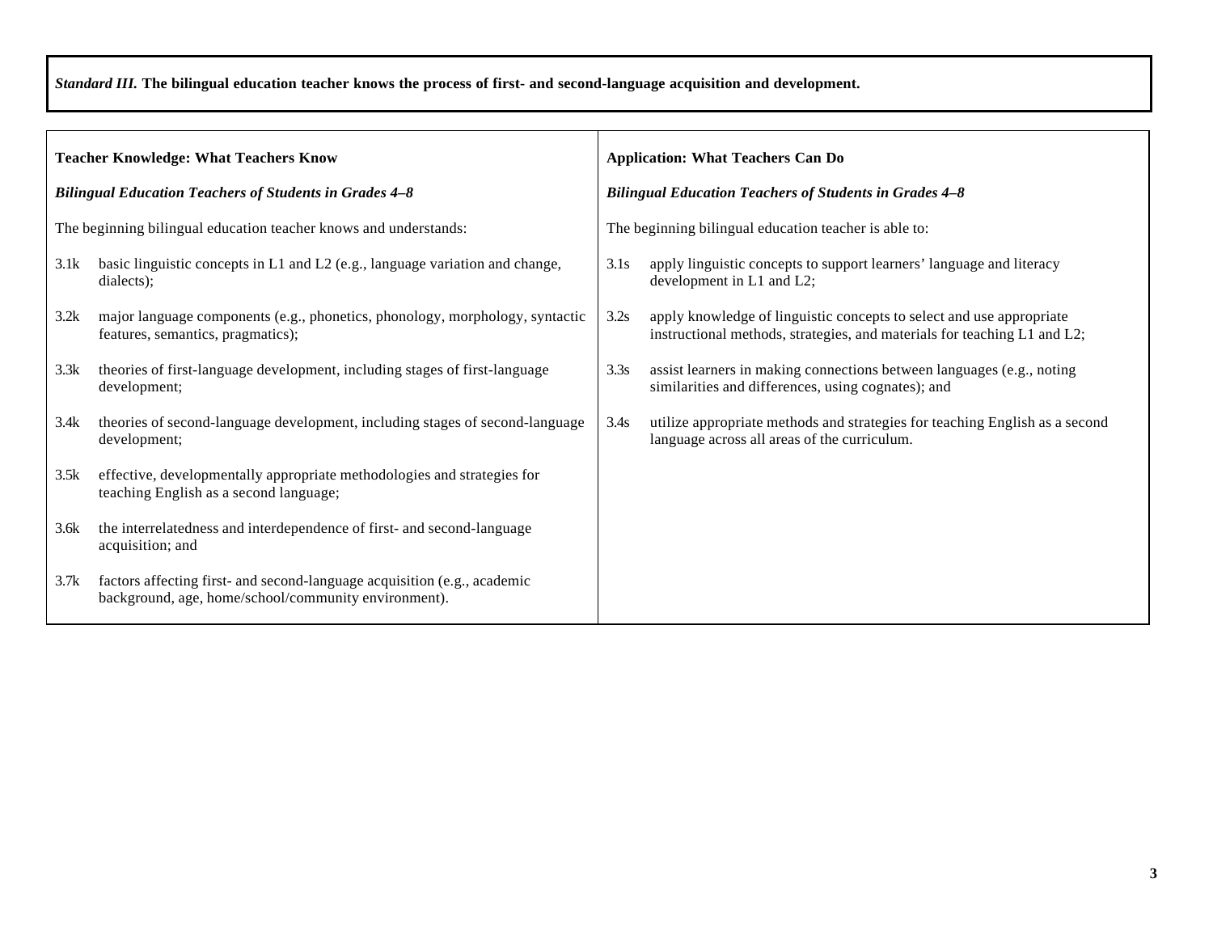*Standard III.* **The bilingual education teacher knows the process of first- and second-language acquisition and development.**

| **Teacher Knowledge: What Teachers Know** | **Application: What Teachers Can Do** |
|---|---|
| ***Bilingual Education Teachers of Students in Grades 4–8*** | ***Bilingual Education Teachers of Students in Grades 4–8*** |
| The beginning bilingual education teacher knows and understands: | The beginning bilingual education teacher is able to: |
| 3.1k basic linguistic concepts in L1 and L2 (e.g., language variation and change, dialects); | 3.1s apply linguistic concepts to support learners' language and literacy development in L1 and L2; |
| 3.2k major language components (e.g., phonetics, phonology, morphology, syntactic features, semantics, pragmatics); | 3.2s apply knowledge of linguistic concepts to select and use appropriate instructional methods, strategies, and materials for teaching L1 and L2; |
| 3.3k theories of first-language development, including stages of first-language development; | 3.3s assist learners in making connections between languages (e.g., noting similarities and differences, using cognates); and |
| 3.4k theories of second-language development, including stages of second-language development; | 3.4s utilize appropriate methods and strategies for teaching English as a second language across all areas of the curriculum. |
| 3.5k effective, developmentally appropriate methodologies and strategies for teaching English as a second language; | |
| 3.6k the interrelatedness and interdependence of first- and second-language acquisition; and | |
| 3.7k factors affecting first- and second-language acquisition (e.g., academic background, age, home/school/community environment). | |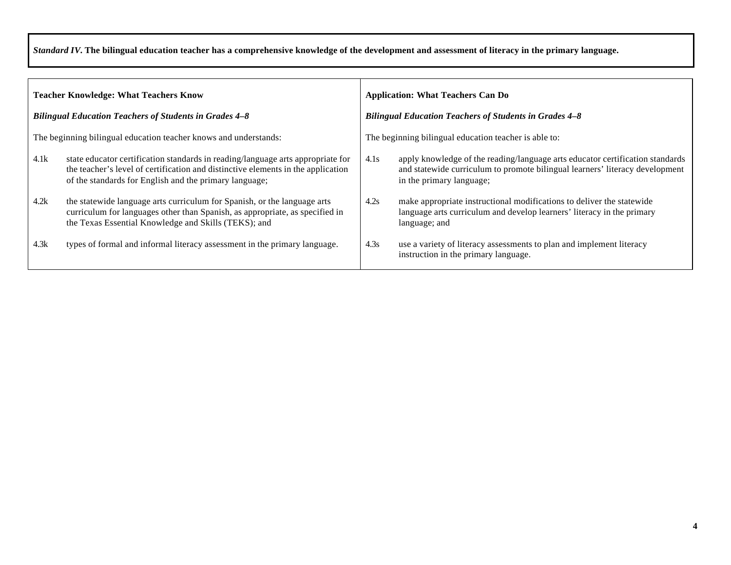*Standard IV*. **The bilingual education teacher has a comprehensive knowledge of the development and assessment of literacy in the primary language.**

| **Teacher Knowledge: What Teachers Know** | **Application: What Teachers Can Do** |
|---|---|
| ***Bilingual Education Teachers of Students in Grades 4–8*** | ***Bilingual Education Teachers of Students in Grades 4–8*** |
| The beginning bilingual education teacher knows and understands: | The beginning bilingual education teacher is able to: |
| 4.1k state educator certification standards in reading/language arts appropriate for the teacher's level of certification and distinctive elements in the application of the standards for English and the primary language; | 4.1s apply knowledge of the reading/language arts educator certification standards and statewide curriculum to promote bilingual learners' literacy development in the primary language; |
| 4.2k the statewide language arts curriculum for Spanish, or the language arts curriculum for languages other than Spanish, as appropriate, as specified in the Texas Essential Knowledge and Skills (TEKS); and | 4.2s make appropriate instructional modifications to deliver the statewide language arts curriculum and develop learners' literacy in the primary language; and |
| 4.3k types of formal and informal literacy assessment in the primary language. | 4.3s use a variety of literacy assessments to plan and implement literacy instruction in the primary language. |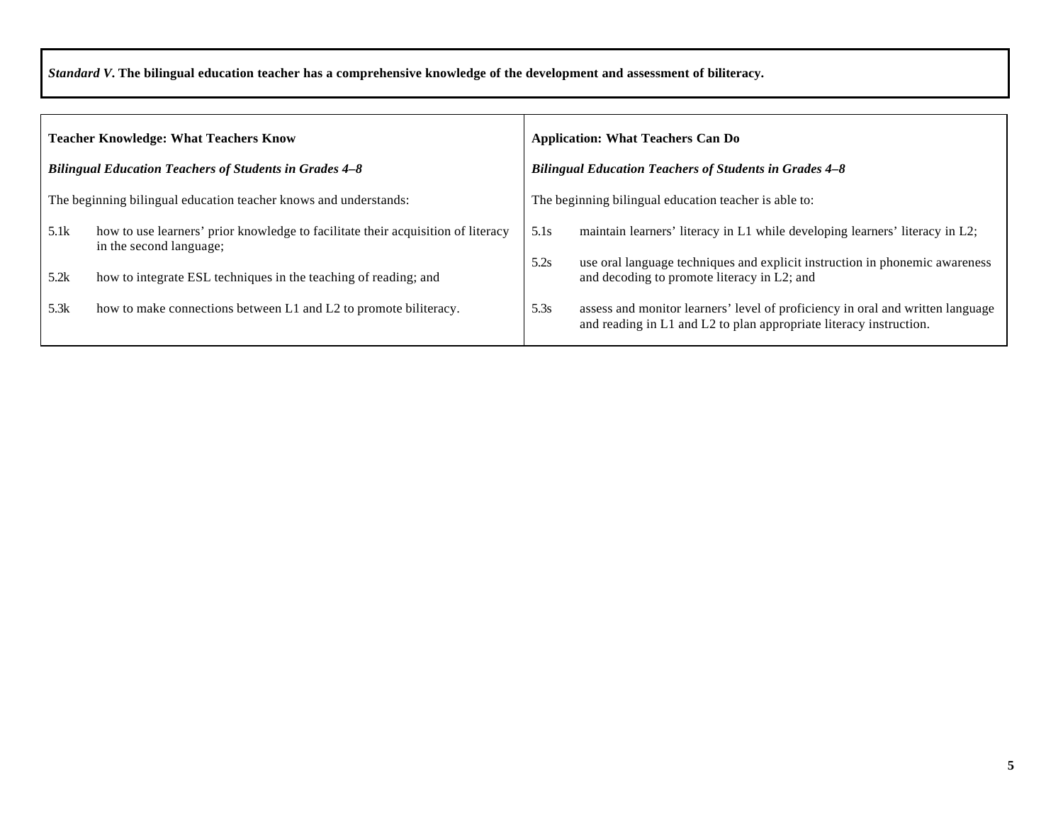***Standard V*. The bilingual education teacher has a comprehensive knowledge of the development and assessment of biliteracy.**

| **Teacher Knowledge: What Teachers Know** | **Application: What Teachers Can Do** |
|---|---|
| ***Bilingual Education Teachers of Students in Grades 4–8*** | ***Bilingual Education Teachers of Students in Grades 4–8*** |
| The beginning bilingual education teacher knows and understands: | The beginning bilingual education teacher is able to: |
| 5.1k how to use learners' prior knowledge to facilitate their acquisition of literacy in the second language; | 5.1s maintain learners' literacy in L1 while developing learners' literacy in L2; |
| 5.2k how to integrate ESL techniques in the teaching of reading; and | 5.2s use oral language techniques and explicit instruction in phonemic awareness and decoding to promote literacy in L2; and |
| 5.3k how to make connections between L1 and L2 to promote biliteracy. | 5.3s assess and monitor learners' level of proficiency in oral and written language and reading in L1 and L2 to plan appropriate literacy instruction. |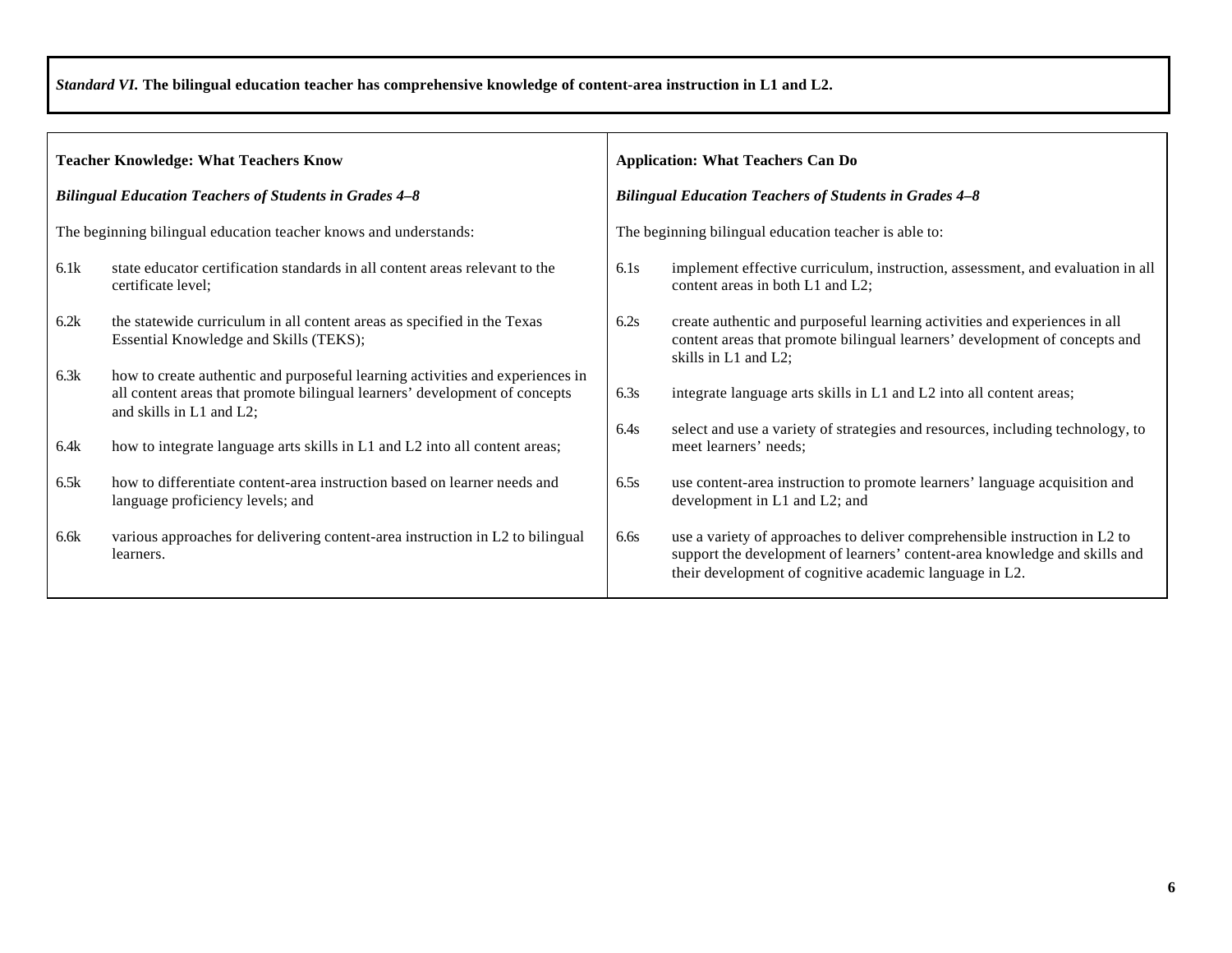*Standard VI.* **The bilingual education teacher has comprehensive knowledge of content-area instruction in L1 and L2.**

**Teacher Knowledge: What Teachers Know**

***Bilingual Education Teachers of Students in Grades 4–8***

The beginning bilingual education teacher knows and understands:

6.1k state educator certification standards in all content areas relevant to the certificate level;

6.2k the statewide curriculum in all content areas as specified in the Texas Essential Knowledge and Skills (TEKS);

6.3k how to create authentic and purposeful learning activities and experiences in all content areas that promote bilingual learners' development of concepts and skills in L1 and L2;

6.4k how to integrate language arts skills in L1 and L2 into all content areas;

6.5k how to differentiate content-area instruction based on learner needs and language proficiency levels; and

6.6k various approaches for delivering content-area instruction in L2 to bilingual learners.

**Application: What Teachers Can Do**

***Bilingual Education Teachers of Students in Grades 4–8***

The beginning bilingual education teacher is able to:

6.1s implement effective curriculum, instruction, assessment, and evaluation in all content areas in both L1 and L2;

6.2s create authentic and purposeful learning activities and experiences in all content areas that promote bilingual learners' development of concepts and skills in L1 and L2;

6.3s integrate language arts skills in L1 and L2 into all content areas;

6.4s select and use a variety of strategies and resources, including technology, to meet learners' needs;

6.5s use content-area instruction to promote learners' language acquisition and development in L1 and L2; and

6.6s use a variety of approaches to deliver comprehensible instruction in L2 to support the development of learners' content-area knowledge and skills and their development of cognitive academic language in L2.